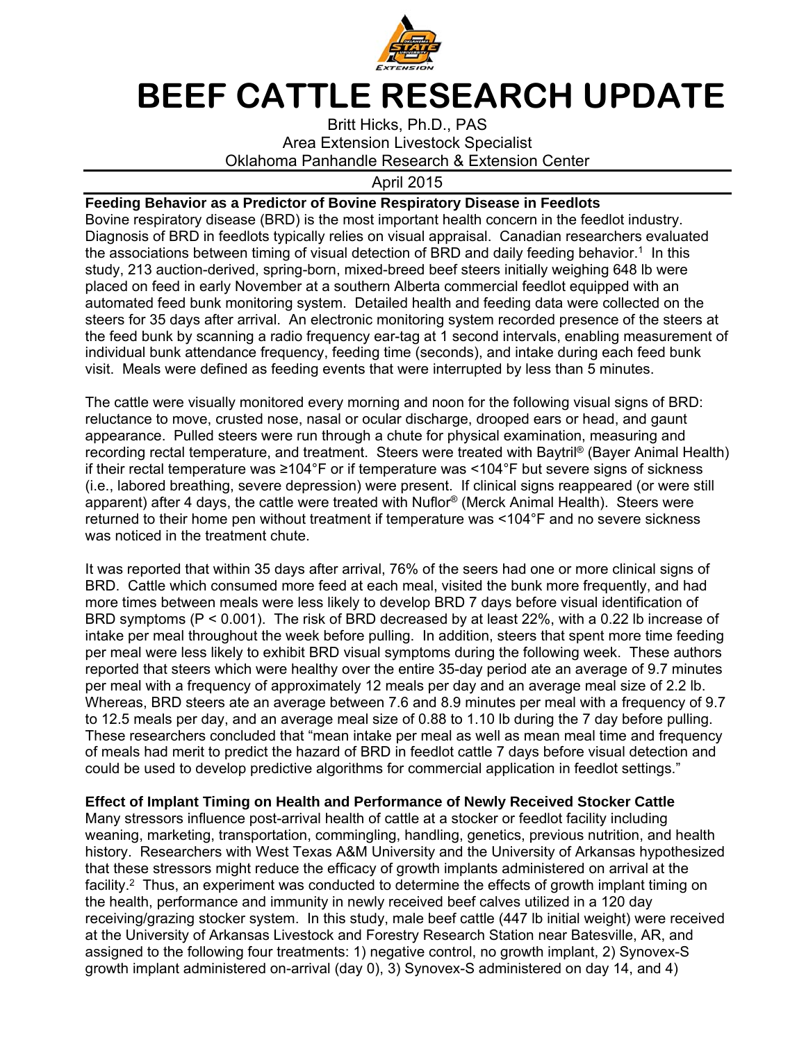# BEEF CATTLE RESEARCH UPDATE

Britt Hicks, Ph.D., PAS
Area Extension Livestock Specialist
Oklahoma Panhandle Research & Extension Center

April 2015

---

**Feeding Behavior as a Predictor of Bovine Respiratory Disease in Feedlots**

Bovine respiratory disease (BRD) is the most important health concern in the feedlot industry. Diagnosis of BRD in feedlots typically relies on visual appraisal. Canadian researchers evaluated the associations between timing of visual detection of BRD and daily feeding behavior.[1] In this study, 213 auction-derived, spring-born, mixed-breed beef steers initially weighing 648 lb were placed on feed in early November at a southern Alberta commercial feedlot equipped with an automated feed bunk monitoring system. Detailed health and feeding data were collected on the steers for 35 days after arrival. An electronic monitoring system recorded presence of the steers at the feed bunk by scanning a radio frequency ear-tag at 1 second intervals, enabling measurement of individual bunk attendance frequency, feeding time (seconds), and intake during each feed bunk visit. Meals were defined as feeding events that were interrupted by less than 5 minutes.

The cattle were visually monitored every morning and noon for the following visual signs of BRD: reluctance to move, crusted nose, nasal or ocular discharge, drooped ears or head, and gaunt appearance. Pulled steers were run through a chute for physical examination, measuring and recording rectal temperature, and treatment. Steers were treated with Baytril® (Bayer Animal Health) if their rectal temperature was ≥104°F or if temperature was <104°F but severe signs of sickness (i.e., labored breathing, severe depression) were present. If clinical signs reappeared (or were still apparent) after 4 days, the cattle were treated with Nuflor® (Merck Animal Health). Steers were returned to their home pen without treatment if temperature was <104°F and no severe sickness was noticed in the treatment chute.

It was reported that within 35 days after arrival, 76% of the seers had one or more clinical signs of BRD. Cattle which consumed more feed at each meal, visited the bunk more frequently, and had more times between meals were less likely to develop BRD 7 days before visual identification of BRD symptoms ($P < 0.001$). The risk of BRD decreased by at least 22%, with a 0.22 lb increase of intake per meal throughout the week before pulling. In addition, steers that spent more time feeding per meal were less likely to exhibit BRD visual symptoms during the following week. These authors reported that steers which were healthy over the entire 35-day period ate an average of 9.7 minutes per meal with a frequency of approximately 12 meals per day and an average meal size of 2.2 lb. Whereas, BRD steers ate an average between 7.6 and 8.9 minutes per meal with a frequency of 9.7 to 12.5 meals per day, and an average meal size of 0.88 to 1.10 lb during the 7 day before pulling. These researchers concluded that "mean intake per meal as well as mean meal time and frequency of meals had merit to predict the hazard of BRD in feedlot cattle 7 days before visual detection and could be used to develop predictive algorithms for commercial application in feedlot settings."

**Effect of Implant Timing on Health and Performance of Newly Received Stocker Cattle**

Many stressors influence post-arrival health of cattle at a stocker or feedlot facility including weaning, marketing, transportation, commingling, handling, genetics, previous nutrition, and health history. Researchers with West Texas A&M University and the University of Arkansas hypothesized that these stressors might reduce the efficacy of growth implants administered on arrival at the facility.[2] Thus, an experiment was conducted to determine the effects of growth implant timing on the health, performance and immunity in newly received beef calves utilized in a 120 day receiving/grazing stocker system. In this study, male beef cattle (447 lb initial weight) were received at the University of Arkansas Livestock and Forestry Research Station near Batesville, AR, and assigned to the following four treatments: 1) negative control, no growth implant, 2) Synovex-S growth implant administered on-arrival (day 0), 3) Synovex-S administered on day 14, and 4)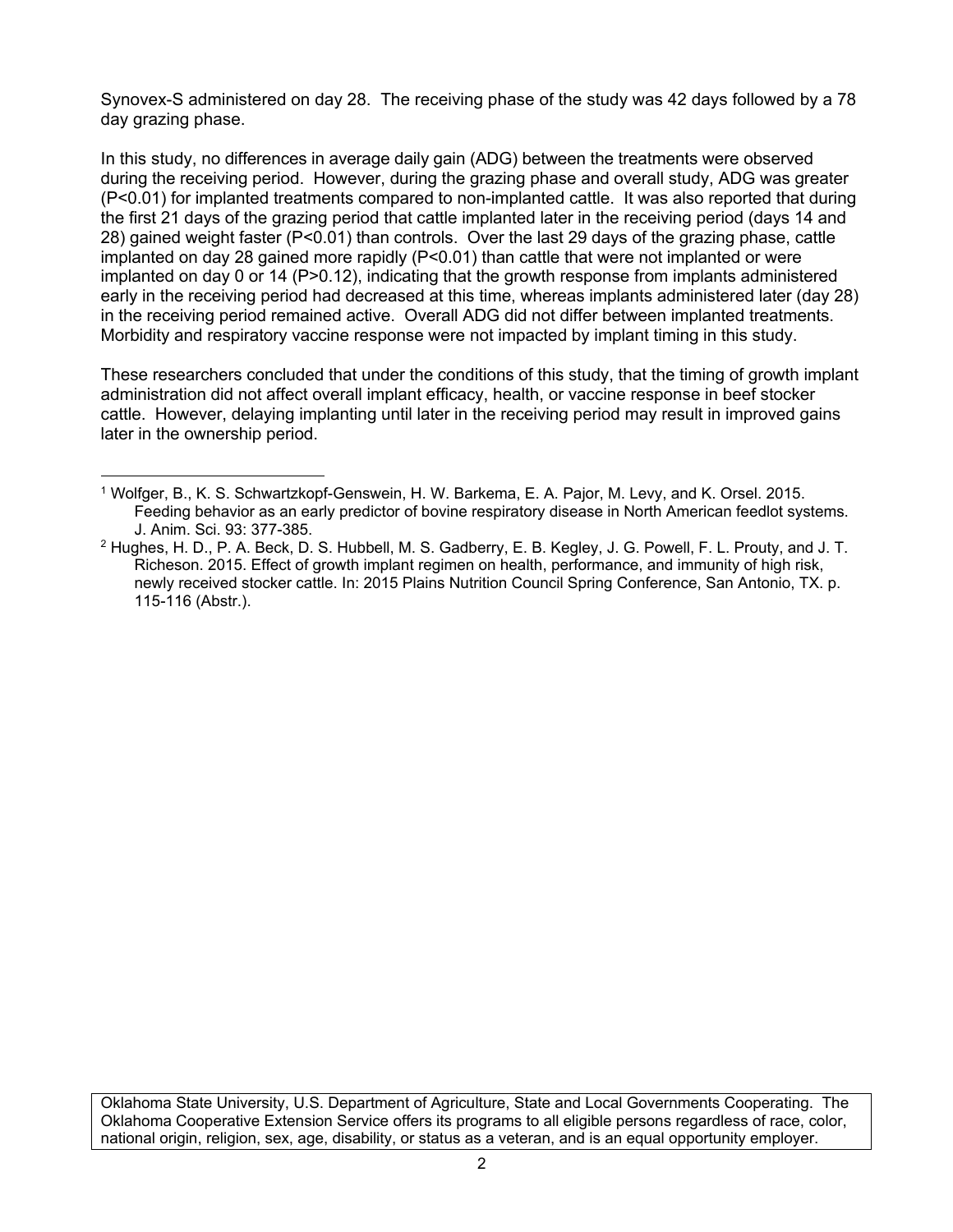Synovex-S administered on day 28. The receiving phase of the study was 42 days followed by a 78 day grazing phase.

In this study, no differences in average daily gain (ADG) between the treatments were observed during the receiving period. However, during the grazing phase and overall study, ADG was greater ($P<0.01$) for implanted treatments compared to non-implanted cattle. It was also reported that during the first 21 days of the grazing period that cattle implanted later in the receiving period (days 14 and 28) gained weight faster ($P<0.01$) than controls. Over the last 29 days of the grazing phase, cattle implanted on day 28 gained more rapidly ($P<0.01$) than cattle that were not implanted or were implanted on day 0 or 14 ($P>0.12$), indicating that the growth response from implants administered early in the receiving period had decreased at this time, whereas implants administered later (day 28) in the receiving period remained active. Overall ADG did not differ between implanted treatments. Morbidity and respiratory vaccine response were not impacted by implant timing in this study.

These researchers concluded that under the conditions of this study, that the timing of growth implant administration did not affect overall implant efficacy, health, or vaccine response in beef stocker cattle. However, delaying implanting until later in the receiving period may result in improved gains later in the ownership period.

---

[1] Wolfger, B., K. S. Schwartzkopf-Genswein, H. W. Barkema, E. A. Pajor, M. Levy, and K. Orsel. 2015. Feeding behavior as an early predictor of bovine respiratory disease in North American feedlot systems. J. Anim. Sci. 93: 377-385.

[2] Hughes, H. D., P. A. Beck, D. S. Hubbell, M. S. Gadberry, E. B. Kegley, J. G. Powell, F. L. Prouty, and J. T. Richeson. 2015. Effect of growth implant regimen on health, performance, and immunity of high risk, newly received stocker cattle. In: 2015 Plains Nutrition Council Spring Conference, San Antonio, TX. p. 115-116 (Abstr.).

Oklahoma State University, U.S. Department of Agriculture, State and Local Governments Cooperating. The Oklahoma Cooperative Extension Service offers its programs to all eligible persons regardless of race, color, national origin, religion, sex, age, disability, or status as a veteran, and is an equal opportunity employer.